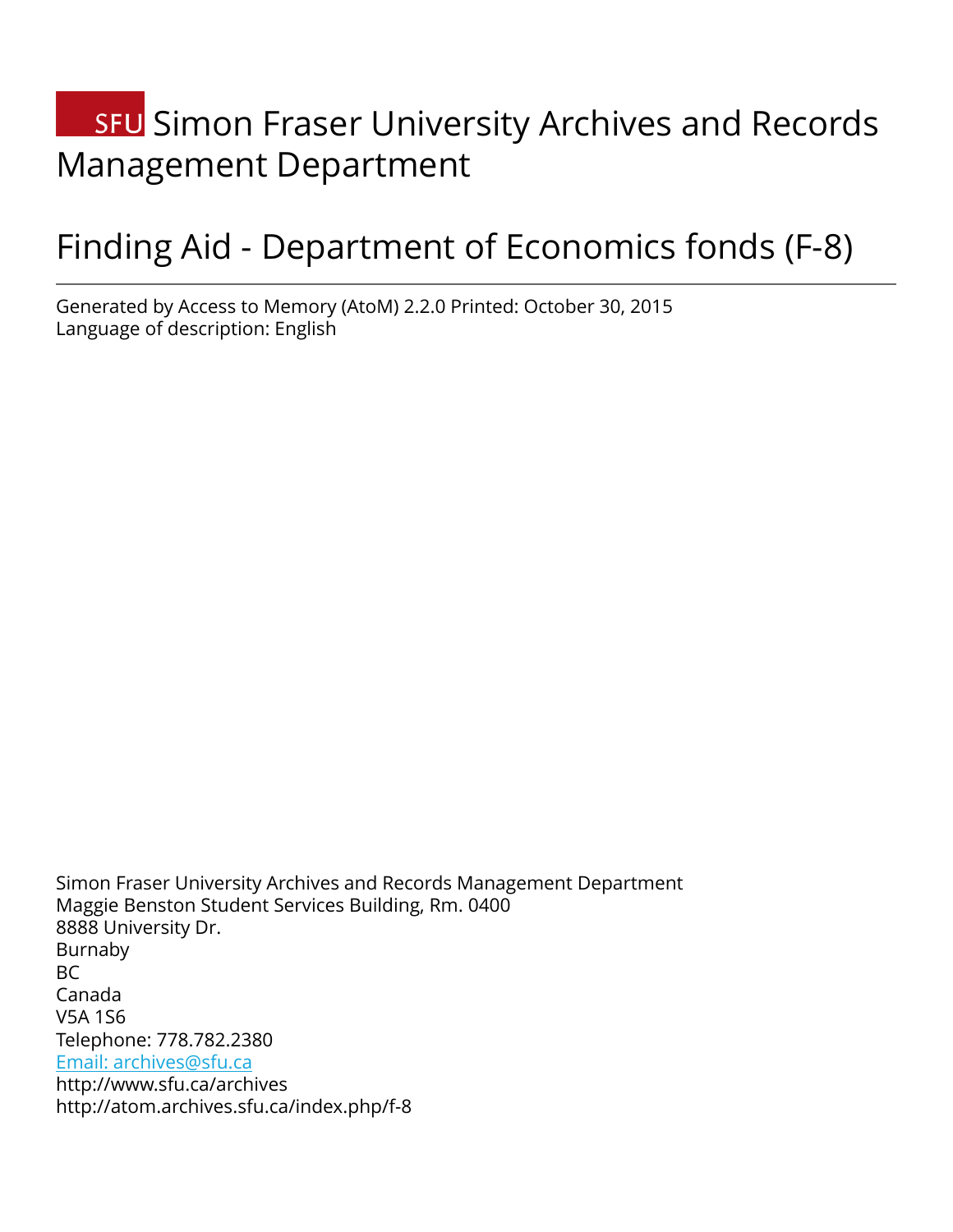# SFU Simon Fraser University Archives and Records Management Department

# Finding Aid - Department of Economics fonds (F-8)

Generated by Access to Memory (AtoM) 2.2.0 Printed: October 30, 2015
Language of description: English

Simon Fraser University Archives and Records Management Department
Maggie Benston Student Services Building, Rm. 0400
8888 University Dr.
Burnaby
BC
Canada
V5A 1S6
Telephone: 778.782.2380
Email: archives@sfu.ca
http://www.sfu.ca/archives
http://atom.archives.sfu.ca/index.php/f-8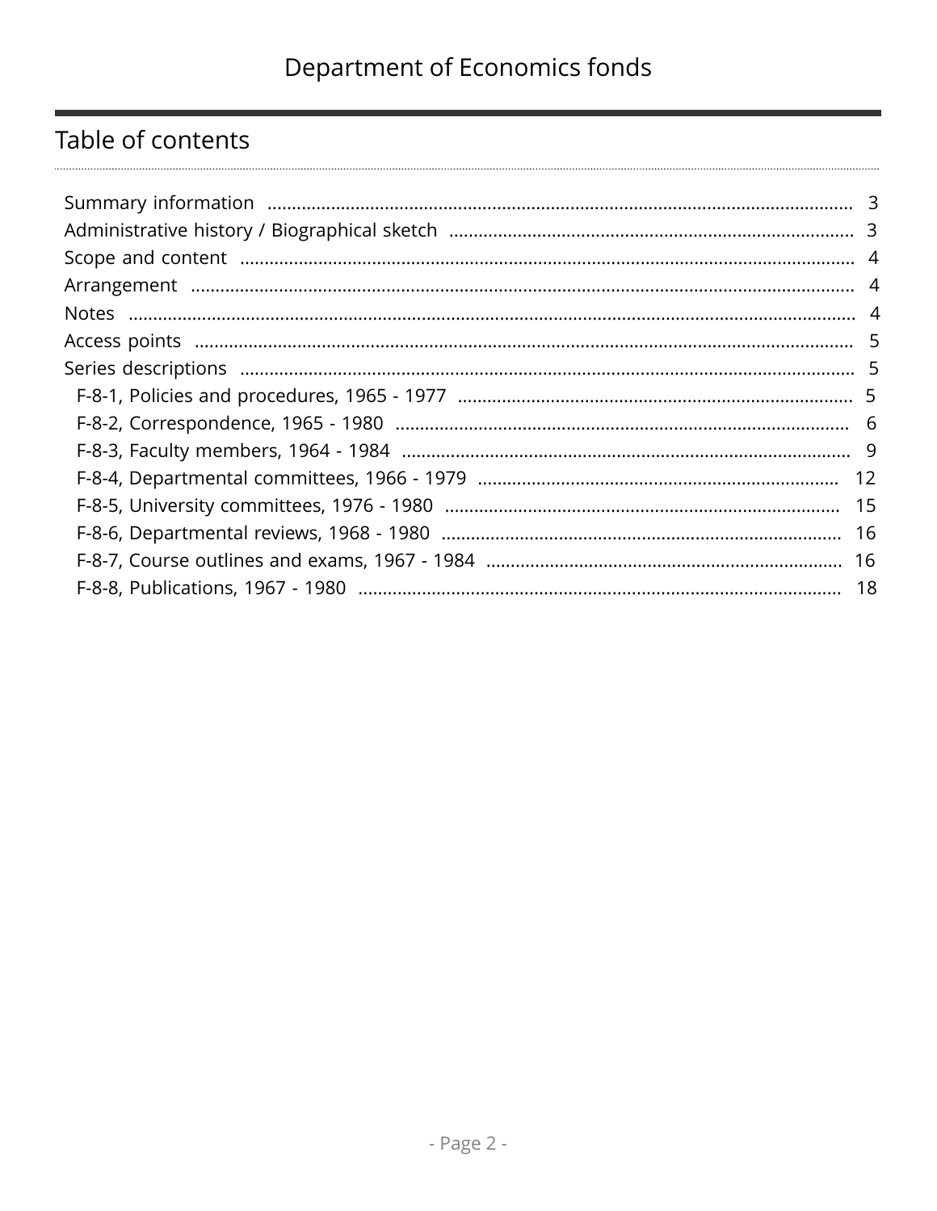# Table of contents

- Summary information ... 3
- Administrative history / Biographical sketch ... 3
- Scope and content ... 4
- Arrangement ... 4
- Notes ... 4
- Access points ... 5
- Series descriptions ... 5
  - F-8-1, Policies and procedures, 1965 - 1977 ... 5
  - F-8-2, Correspondence, 1965 - 1980 ... 6
  - F-8-3, Faculty members, 1964 - 1984 ... 9
  - F-8-4, Departmental committees, 1966 - 1979 ... 12
  - F-8-5, University committees, 1976 - 1980 ... 15
  - F-8-6, Departmental reviews, 1968 - 1980 ... 16
  - F-8-7, Course outlines and exams, 1967 - 1984 ... 16
  - F-8-8, Publications, 1967 - 1980 ... 18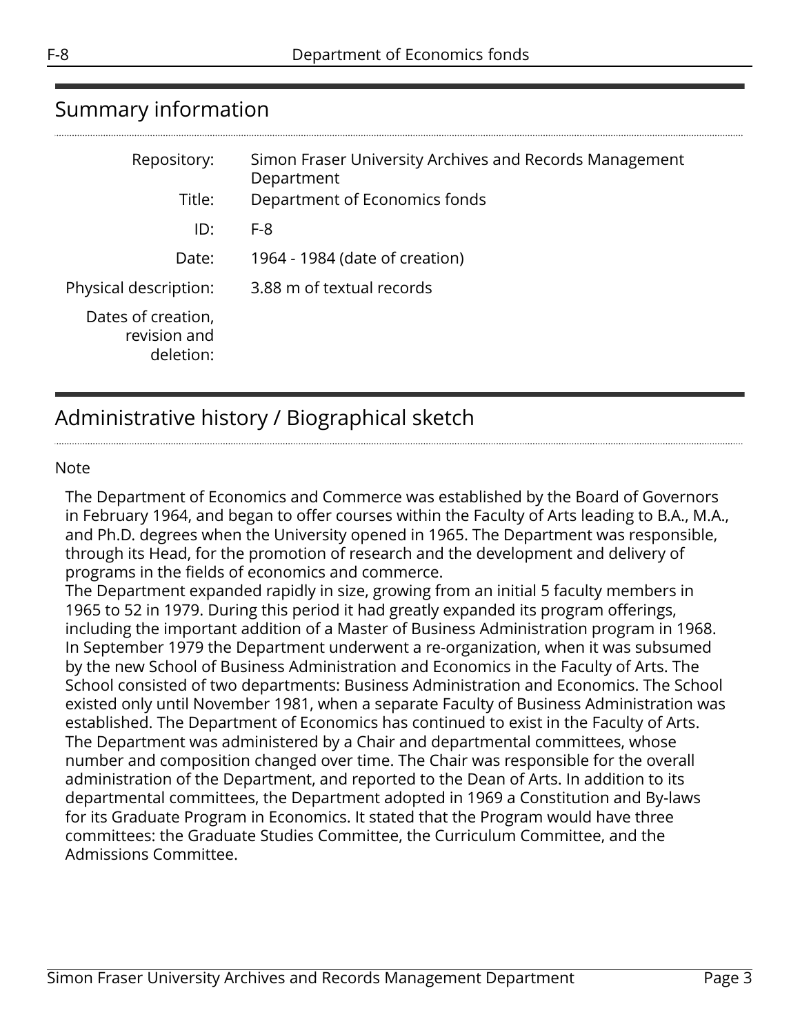## Summary information

| | |
|---|---|
| Repository: | Simon Fraser University Archives and Records Management Department |
| Title: | Department of Economics fonds |
| ID: | F-8 |
| Date: | 1964 - 1984 (date of creation) |
| Physical description: | 3.88 m of textual records |
| Dates of creation, revision and deletion: | |

## Administrative history / Biographical sketch

Note

The Department of Economics and Commerce was established by the Board of Governors in February 1964, and began to offer courses within the Faculty of Arts leading to B.A., M.A., and Ph.D. degrees when the University opened in 1965. The Department was responsible, through its Head, for the promotion of research and the development and delivery of programs in the fields of economics and commerce.
The Department expanded rapidly in size, growing from an initial 5 faculty members in 1965 to 52 in 1979. During this period it had greatly expanded its program offerings, including the important addition of a Master of Business Administration program in 1968. In September 1979 the Department underwent a re-organization, when it was subsumed by the new School of Business Administration and Economics in the Faculty of Arts. The School consisted of two departments: Business Administration and Economics. The School existed only until November 1981, when a separate Faculty of Business Administration was established. The Department of Economics has continued to exist in the Faculty of Arts.
The Department was administered by a Chair and departmental committees, whose number and composition changed over time. The Chair was responsible for the overall administration of the Department, and reported to the Dean of Arts. In addition to its departmental committees, the Department adopted in 1969 a Constitution and By-laws for its Graduate Program in Economics. It stated that the Program would have three committees: the Graduate Studies Committee, the Curriculum Committee, and the Admissions Committee.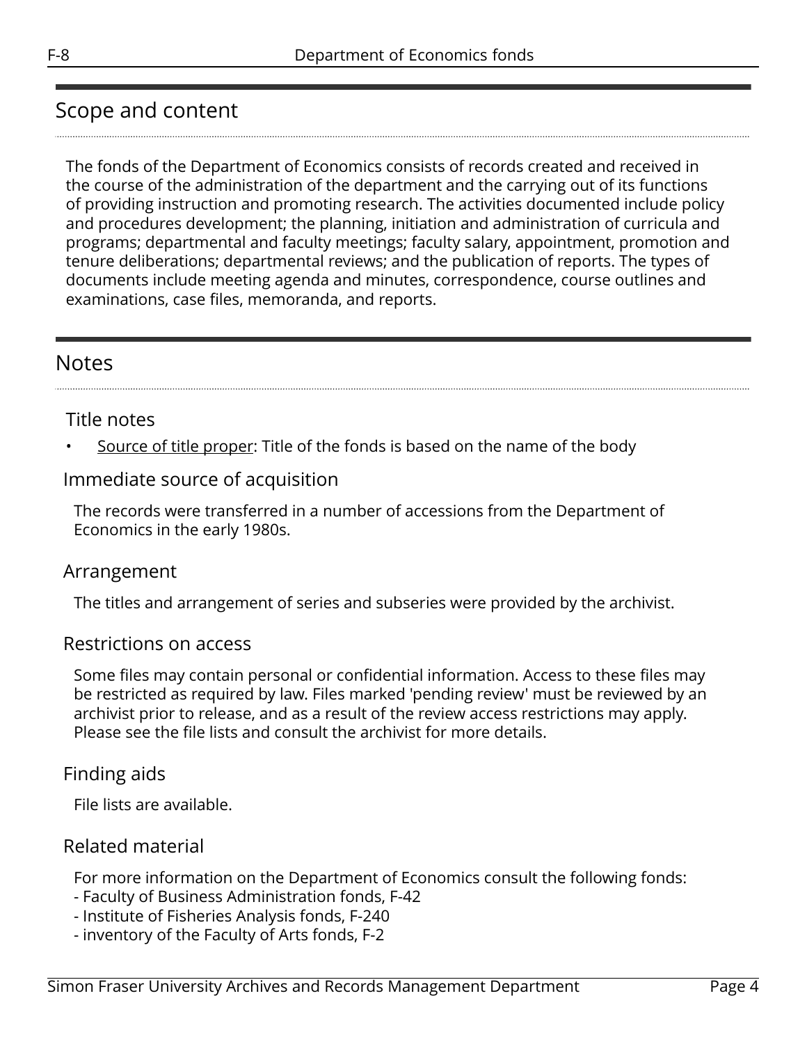## Scope and content

The fonds of the Department of Economics consists of records created and received in the course of the administration of the department and the carrying out of its functions of providing instruction and promoting research. The activities documented include policy and procedures development; the planning, initiation and administration of curricula and programs; departmental and faculty meetings; faculty salary, appointment, promotion and tenure deliberations; departmental reviews; and the publication of reports. The types of documents include meeting agenda and minutes, correspondence, course outlines and examinations, case files, memoranda, and reports.

## Notes

### Title notes

- Source of title proper: Title of the fonds is based on the name of the body

### Immediate source of acquisition

The records were transferred in a number of accessions from the Department of Economics in the early 1980s.

### Arrangement

The titles and arrangement of series and subseries were provided by the archivist.

### Restrictions on access

Some files may contain personal or confidential information. Access to these files may be restricted as required by law. Files marked 'pending review' must be reviewed by an archivist prior to release, and as a result of the review access restrictions may apply. Please see the file lists and consult the archivist for more details.

### Finding aids

File lists are available.

### Related material

For more information on the Department of Economics consult the following fonds:
- Faculty of Business Administration fonds, F-42
- Institute of Fisheries Analysis fonds, F-240
- inventory of the Faculty of Arts fonds, F-2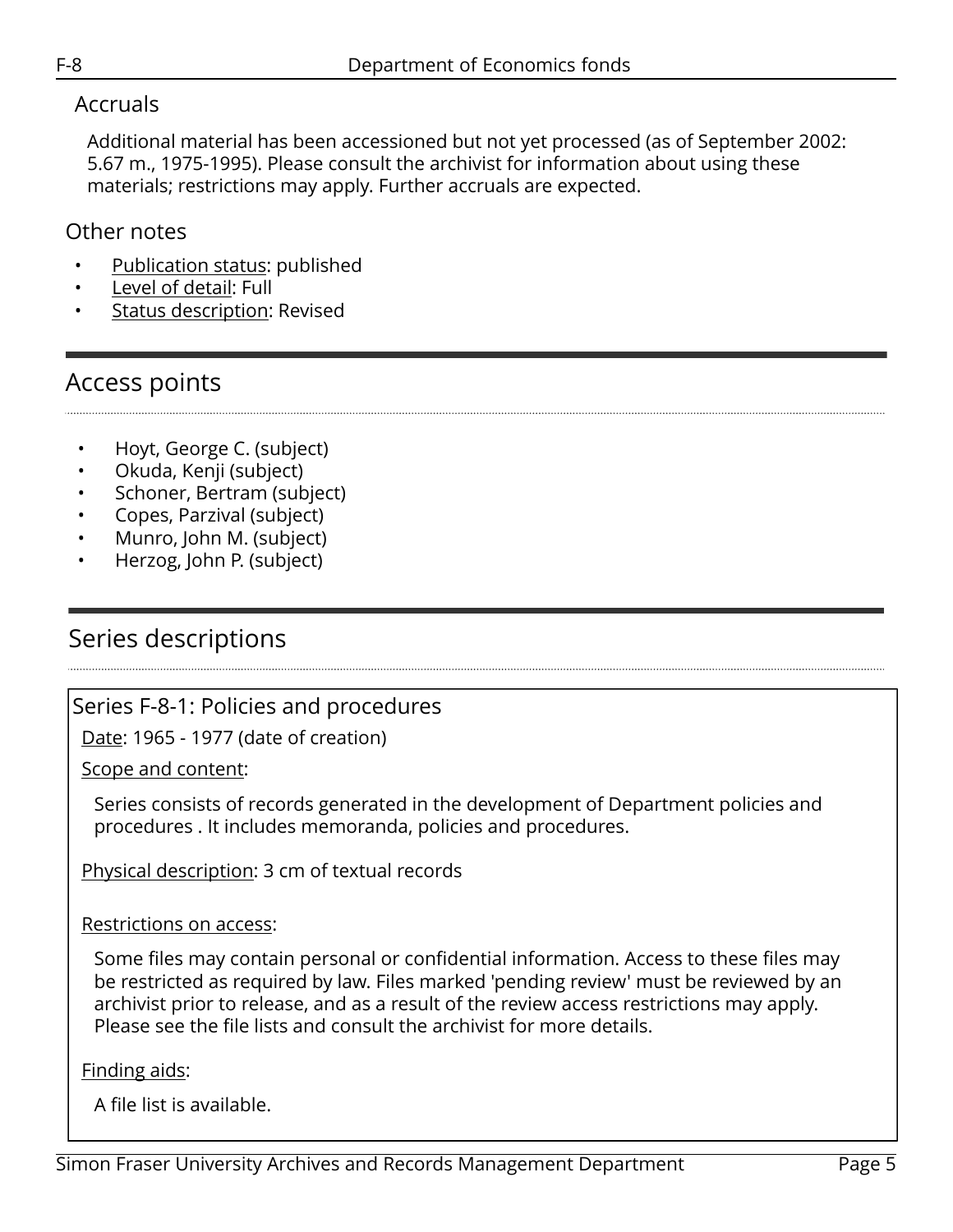### Accruals

Additional material has been accessioned but not yet processed (as of September 2002: 5.67 m., 1975-1995). Please consult the archivist for information about using these materials; restrictions may apply. Further accruals are expected.

### Other notes

- Publication status: published
- Level of detail: Full
- Status description: Revised

## Access points

- Hoyt, George C. (subject)
- Okuda, Kenji (subject)
- Schoner, Bertram (subject)
- Copes, Parzival (subject)
- Munro, John M. (subject)
- Herzog, John P. (subject)

## Series descriptions

### Series F-8-1: Policies and procedures

Date: 1965 - 1977 (date of creation)

Scope and content:

Series consists of records generated in the development of Department policies and procedures . It includes memoranda, policies and procedures.

Physical description: 3 cm of textual records

Restrictions on access:

Some files may contain personal or confidential information. Access to these files may be restricted as required by law. Files marked 'pending review' must be reviewed by an archivist prior to release, and as a result of the review access restrictions may apply. Please see the file lists and consult the archivist for more details.

Finding aids:

A file list is available.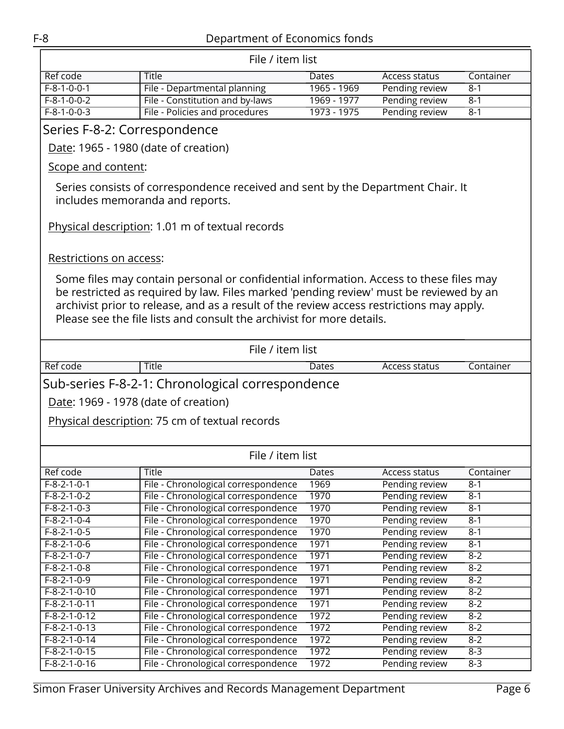### File / item list

| Ref code | Title | Dates | Access status | Container |
|---|---|---|---|---|
| F-8-1-0-0-1 | File - Departmental planning | 1965 - 1969 | Pending review | 8-1 |
| F-8-1-0-0-2 | File - Constitution and by-laws | 1969 - 1977 | Pending review | 8-1 |
| F-8-1-0-0-3 | File - Policies and procedures | 1973 - 1975 | Pending review | 8-1 |

## Series F-8-2: Correspondence

Date: 1965 - 1980 (date of creation)

Scope and content:

Series consists of correspondence received and sent by the Department Chair. It includes memoranda and reports.

Physical description: 1.01 m of textual records

Restrictions on access:

Some files may contain personal or confidential information. Access to these files may be restricted as required by law. Files marked 'pending review' must be reviewed by an archivist prior to release, and as a result of the review access restrictions may apply. Please see the file lists and consult the archivist for more details.

### File / item list

| Ref code | Title | Dates | Access status | Container |
|---|---|---|---|---|

### Sub-series F-8-2-1: Chronological correspondence

Date: 1969 - 1978 (date of creation)

Physical description: 75 cm of textual records

### File / item list

| Ref code | Title | Dates | Access status | Container |
|---|---|---|---|---|
| F-8-2-1-0-1 | File - Chronological correspondence | 1969 | Pending review | 8-1 |
| F-8-2-1-0-2 | File - Chronological correspondence | 1970 | Pending review | 8-1 |
| F-8-2-1-0-3 | File - Chronological correspondence | 1970 | Pending review | 8-1 |
| F-8-2-1-0-4 | File - Chronological correspondence | 1970 | Pending review | 8-1 |
| F-8-2-1-0-5 | File - Chronological correspondence | 1970 | Pending review | 8-1 |
| F-8-2-1-0-6 | File - Chronological correspondence | 1971 | Pending review | 8-1 |
| F-8-2-1-0-7 | File - Chronological correspondence | 1971 | Pending review | 8-2 |
| F-8-2-1-0-8 | File - Chronological correspondence | 1971 | Pending review | 8-2 |
| F-8-2-1-0-9 | File - Chronological correspondence | 1971 | Pending review | 8-2 |
| F-8-2-1-0-10 | File - Chronological correspondence | 1971 | Pending review | 8-2 |
| F-8-2-1-0-11 | File - Chronological correspondence | 1971 | Pending review | 8-2 |
| F-8-2-1-0-12 | File - Chronological correspondence | 1972 | Pending review | 8-2 |
| F-8-2-1-0-13 | File - Chronological correspondence | 1972 | Pending review | 8-2 |
| F-8-2-1-0-14 | File - Chronological correspondence | 1972 | Pending review | 8-2 |
| F-8-2-1-0-15 | File - Chronological correspondence | 1972 | Pending review | 8-3 |
| F-8-2-1-0-16 | File - Chronological correspondence | 1972 | Pending review | 8-3 |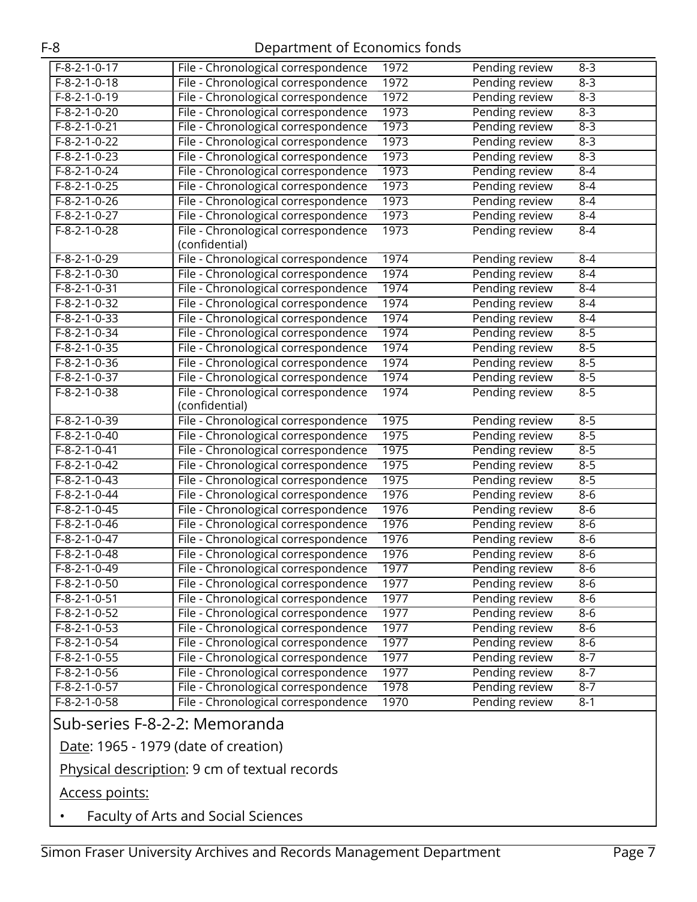| | | | | |
|---|---|---|---|---|
| F-8-2-1-0-17 | File - Chronological correspondence | 1972 | Pending review | 8-3 |
| F-8-2-1-0-18 | File - Chronological correspondence | 1972 | Pending review | 8-3 |
| F-8-2-1-0-19 | File - Chronological correspondence | 1972 | Pending review | 8-3 |
| F-8-2-1-0-20 | File - Chronological correspondence | 1973 | Pending review | 8-3 |
| F-8-2-1-0-21 | File - Chronological correspondence | 1973 | Pending review | 8-3 |
| F-8-2-1-0-22 | File - Chronological correspondence | 1973 | Pending review | 8-3 |
| F-8-2-1-0-23 | File - Chronological correspondence | 1973 | Pending review | 8-3 |
| F-8-2-1-0-24 | File - Chronological correspondence | 1973 | Pending review | 8-4 |
| F-8-2-1-0-25 | File - Chronological correspondence | 1973 | Pending review | 8-4 |
| F-8-2-1-0-26 | File - Chronological correspondence | 1973 | Pending review | 8-4 |
| F-8-2-1-0-27 | File - Chronological correspondence | 1973 | Pending review | 8-4 |
| F-8-2-1-0-28 | File - Chronological correspondence (confidential) | 1973 | Pending review | 8-4 |
| F-8-2-1-0-29 | File - Chronological correspondence | 1974 | Pending review | 8-4 |
| F-8-2-1-0-30 | File - Chronological correspondence | 1974 | Pending review | 8-4 |
| F-8-2-1-0-31 | File - Chronological correspondence | 1974 | Pending review | 8-4 |
| F-8-2-1-0-32 | File - Chronological correspondence | 1974 | Pending review | 8-4 |
| F-8-2-1-0-33 | File - Chronological correspondence | 1974 | Pending review | 8-4 |
| F-8-2-1-0-34 | File - Chronological correspondence | 1974 | Pending review | 8-5 |
| F-8-2-1-0-35 | File - Chronological correspondence | 1974 | Pending review | 8-5 |
| F-8-2-1-0-36 | File - Chronological correspondence | 1974 | Pending review | 8-5 |
| F-8-2-1-0-37 | File - Chronological correspondence | 1974 | Pending review | 8-5 |
| F-8-2-1-0-38 | File - Chronological correspondence (confidential) | 1974 | Pending review | 8-5 |
| F-8-2-1-0-39 | File - Chronological correspondence | 1975 | Pending review | 8-5 |
| F-8-2-1-0-40 | File - Chronological correspondence | 1975 | Pending review | 8-5 |
| F-8-2-1-0-41 | File - Chronological correspondence | 1975 | Pending review | 8-5 |
| F-8-2-1-0-42 | File - Chronological correspondence | 1975 | Pending review | 8-5 |
| F-8-2-1-0-43 | File - Chronological correspondence | 1975 | Pending review | 8-5 |
| F-8-2-1-0-44 | File - Chronological correspondence | 1976 | Pending review | 8-6 |
| F-8-2-1-0-45 | File - Chronological correspondence | 1976 | Pending review | 8-6 |
| F-8-2-1-0-46 | File - Chronological correspondence | 1976 | Pending review | 8-6 |
| F-8-2-1-0-47 | File - Chronological correspondence | 1976 | Pending review | 8-6 |
| F-8-2-1-0-48 | File - Chronological correspondence | 1976 | Pending review | 8-6 |
| F-8-2-1-0-49 | File - Chronological correspondence | 1977 | Pending review | 8-6 |
| F-8-2-1-0-50 | File - Chronological correspondence | 1977 | Pending review | 8-6 |
| F-8-2-1-0-51 | File - Chronological correspondence | 1977 | Pending review | 8-6 |
| F-8-2-1-0-52 | File - Chronological correspondence | 1977 | Pending review | 8-6 |
| F-8-2-1-0-53 | File - Chronological correspondence | 1977 | Pending review | 8-6 |
| F-8-2-1-0-54 | File - Chronological correspondence | 1977 | Pending review | 8-6 |
| F-8-2-1-0-55 | File - Chronological correspondence | 1977 | Pending review | 8-7 |
| F-8-2-1-0-56 | File - Chronological correspondence | 1977 | Pending review | 8-7 |
| F-8-2-1-0-57 | File - Chronological correspondence | 1978 | Pending review | 8-7 |
| F-8-2-1-0-58 | File - Chronological correspondence | 1970 | Pending review | 8-1 |

## Sub-series F-8-2-2: Memoranda

Date: 1965 - 1979 (date of creation)

Physical description: 9 cm of textual records

Access points:

- Faculty of Arts and Social Sciences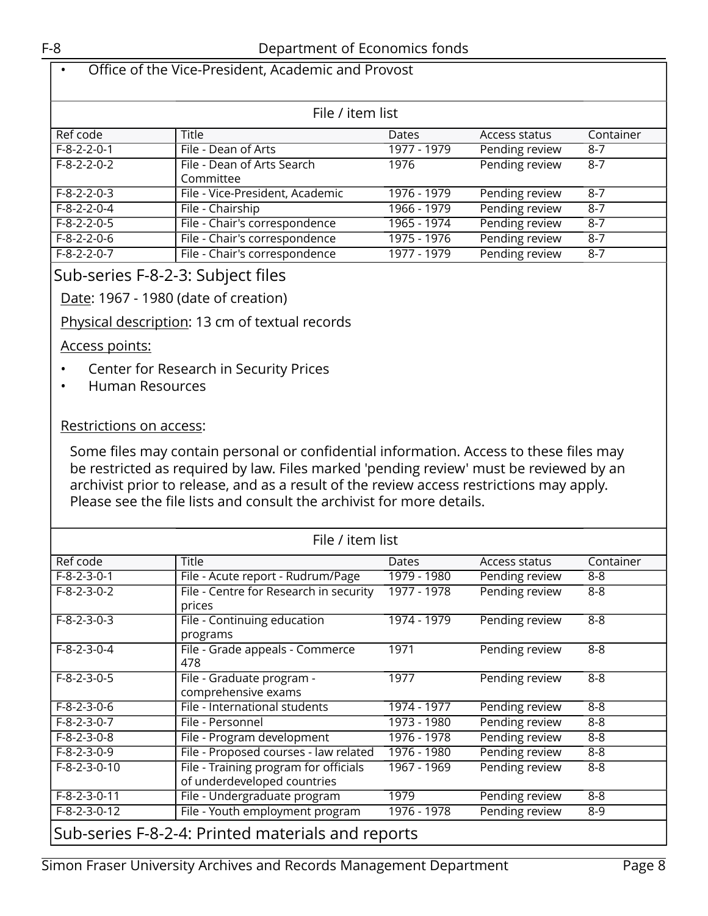- Office of the Vice-President, Academic and Provost

File / item list

| Ref code | Title | Dates | Access status | Container |
|---|---|---|---|---|
| F-8-2-2-0-1 | File - Dean of Arts | 1977 - 1979 | Pending review | 8-7 |
| F-8-2-2-0-2 | File - Dean of Arts Search Committee | 1976 | Pending review | 8-7 |
| F-8-2-2-0-3 | File - Vice-President, Academic | 1976 - 1979 | Pending review | 8-7 |
| F-8-2-2-0-4 | File - Chairship | 1966 - 1979 | Pending review | 8-7 |
| F-8-2-2-0-5 | File - Chair's correspondence | 1965 - 1974 | Pending review | 8-7 |
| F-8-2-2-0-6 | File - Chair's correspondence | 1975 - 1976 | Pending review | 8-7 |
| F-8-2-2-0-7 | File - Chair's correspondence | 1977 - 1979 | Pending review | 8-7 |

## Sub-series F-8-2-3: Subject files

Date: 1967 - 1980 (date of creation)

Physical description: 13 cm of textual records

Access points:

- Center for Research in Security Prices
- Human Resources

Restrictions on access:

Some files may contain personal or confidential information. Access to these files may be restricted as required by law. Files marked 'pending review' must be reviewed by an archivist prior to release, and as a result of the review access restrictions may apply. Please see the file lists and consult the archivist for more details.

File / item list

| Ref code | Title | Dates | Access status | Container |
|---|---|---|---|---|
| F-8-2-3-0-1 | File - Acute report - Rudrum/Page | 1979 - 1980 | Pending review | 8-8 |
| F-8-2-3-0-2 | File - Centre for Research in security prices | 1977 - 1978 | Pending review | 8-8 |
| F-8-2-3-0-3 | File - Continuing education programs | 1974 - 1979 | Pending review | 8-8 |
| F-8-2-3-0-4 | File - Grade appeals - Commerce 478 | 1971 | Pending review | 8-8 |
| F-8-2-3-0-5 | File - Graduate program - comprehensive exams | 1977 | Pending review | 8-8 |
| F-8-2-3-0-6 | File - International students | 1974 - 1977 | Pending review | 8-8 |
| F-8-2-3-0-7 | File - Personnel | 1973 - 1980 | Pending review | 8-8 |
| F-8-2-3-0-8 | File - Program development | 1976 - 1978 | Pending review | 8-8 |
| F-8-2-3-0-9 | File - Proposed courses - law related | 1976 - 1980 | Pending review | 8-8 |
| F-8-2-3-0-10 | File - Training program for officials of underdeveloped countries | 1967 - 1969 | Pending review | 8-8 |
| F-8-2-3-0-11 | File - Undergraduate program | 1979 | Pending review | 8-8 |
| F-8-2-3-0-12 | File - Youth employment program | 1976 - 1978 | Pending review | 8-9 |

## Sub-series F-8-2-4: Printed materials and reports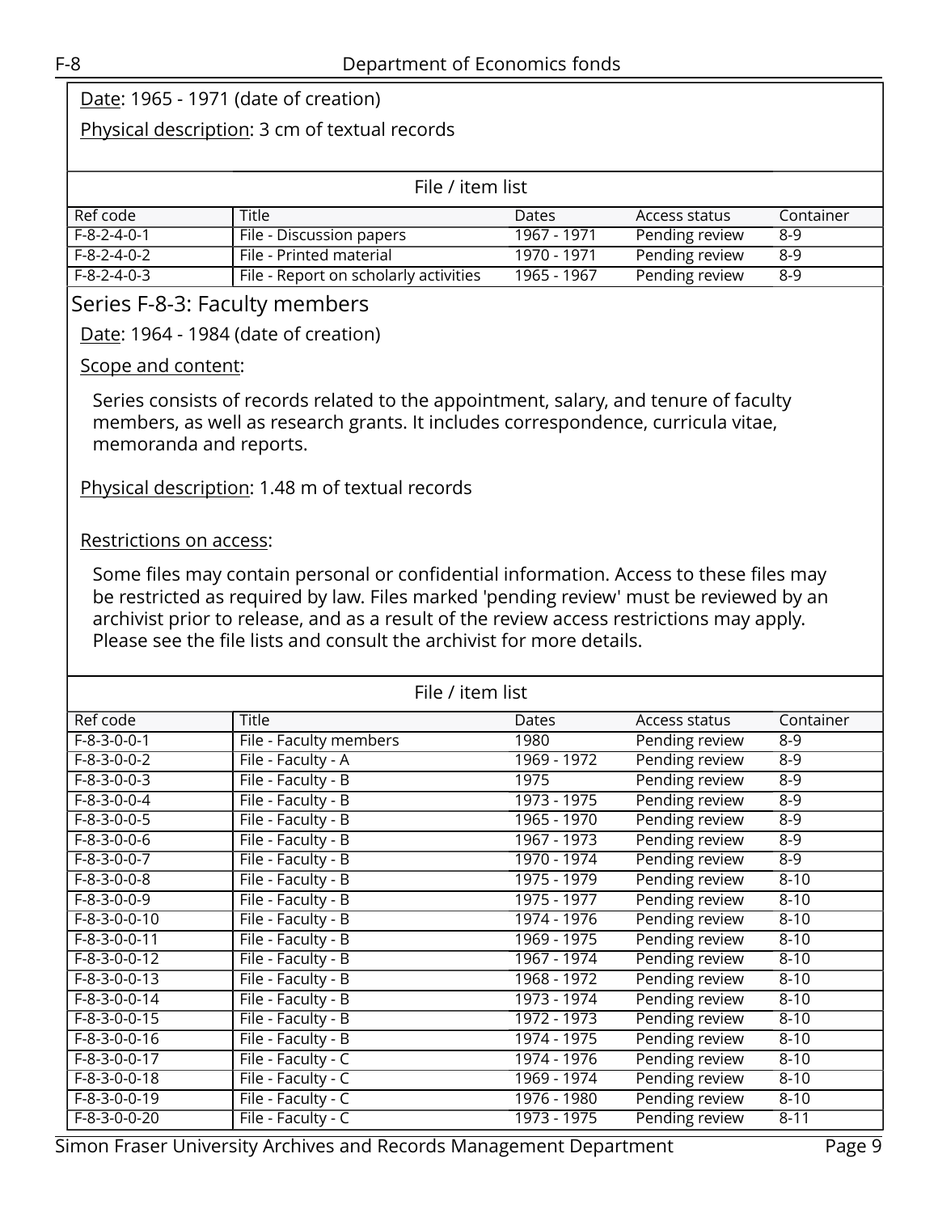Date: 1965 - 1971 (date of creation)

Physical description: 3 cm of textual records

File / item list

| Ref code | Title | Dates | Access status | Container |
|---|---|---|---|---|
| F-8-2-4-0-1 | File - Discussion papers | 1967 - 1971 | Pending review | 8-9 |
| F-8-2-4-0-2 | File - Printed material | 1970 - 1971 | Pending review | 8-9 |
| F-8-2-4-0-3 | File - Report on scholarly activities | 1965 - 1967 | Pending review | 8-9 |

## Series F-8-3: Faculty members

Date: 1964 - 1984 (date of creation)

Scope and content:

Series consists of records related to the appointment, salary, and tenure of faculty members, as well as research grants. It includes correspondence, curricula vitae, memoranda and reports.

Physical description: 1.48 m of textual records

Restrictions on access:

Some files may contain personal or confidential information. Access to these files may be restricted as required by law. Files marked 'pending review' must be reviewed by an archivist prior to release, and as a result of the review access restrictions may apply. Please see the file lists and consult the archivist for more details.

File / item list

| Ref code | Title | Dates | Access status | Container |
|---|---|---|---|---|
| F-8-3-0-0-1 | File - Faculty members | 1980 | Pending review | 8-9 |
| F-8-3-0-0-2 | File - Faculty - A | 1969 - 1972 | Pending review | 8-9 |
| F-8-3-0-0-3 | File - Faculty - B | 1975 | Pending review | 8-9 |
| F-8-3-0-0-4 | File - Faculty - B | 1973 - 1975 | Pending review | 8-9 |
| F-8-3-0-0-5 | File - Faculty - B | 1965 - 1970 | Pending review | 8-9 |
| F-8-3-0-0-6 | File - Faculty - B | 1967 - 1973 | Pending review | 8-9 |
| F-8-3-0-0-7 | File - Faculty - B | 1970 - 1974 | Pending review | 8-9 |
| F-8-3-0-0-8 | File - Faculty - B | 1975 - 1979 | Pending review | 8-10 |
| F-8-3-0-0-9 | File - Faculty - B | 1975 - 1977 | Pending review | 8-10 |
| F-8-3-0-0-10 | File - Faculty - B | 1974 - 1976 | Pending review | 8-10 |
| F-8-3-0-0-11 | File - Faculty - B | 1969 - 1975 | Pending review | 8-10 |
| F-8-3-0-0-12 | File - Faculty - B | 1967 - 1974 | Pending review | 8-10 |
| F-8-3-0-0-13 | File - Faculty - B | 1968 - 1972 | Pending review | 8-10 |
| F-8-3-0-0-14 | File - Faculty - B | 1973 - 1974 | Pending review | 8-10 |
| F-8-3-0-0-15 | File - Faculty - B | 1972 - 1973 | Pending review | 8-10 |
| F-8-3-0-0-16 | File - Faculty - B | 1974 - 1975 | Pending review | 8-10 |
| F-8-3-0-0-17 | File - Faculty - C | 1974 - 1976 | Pending review | 8-10 |
| F-8-3-0-0-18 | File - Faculty - C | 1969 - 1974 | Pending review | 8-10 |
| F-8-3-0-0-19 | File - Faculty - C | 1976 - 1980 | Pending review | 8-10 |
| F-8-3-0-0-20 | File - Faculty - C | 1973 - 1975 | Pending review | 8-11 |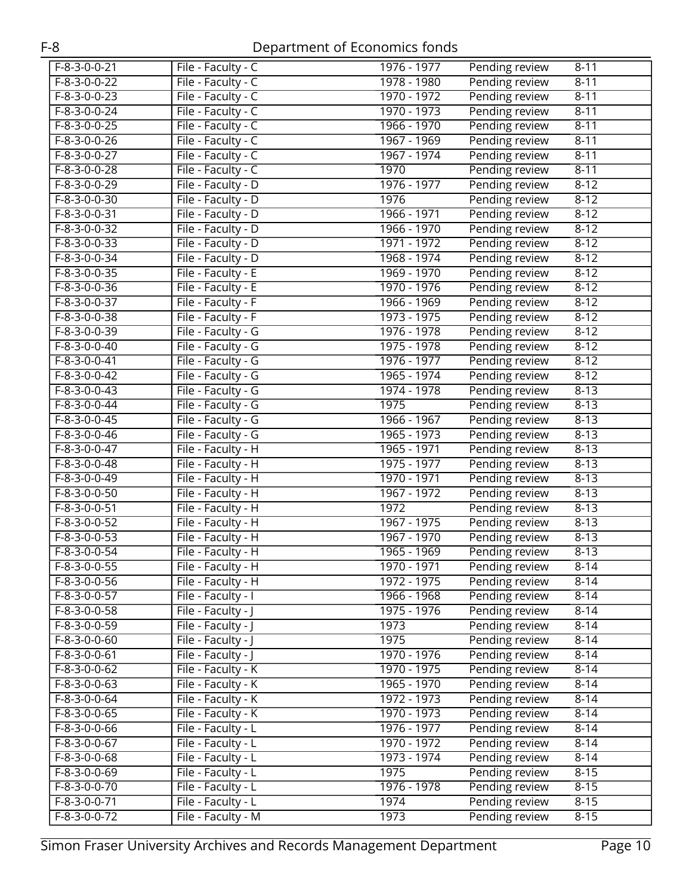| | | | | |
|---|---|---|---|---|
| F-8-3-0-0-21 | File - Faculty - C | 1976 - 1977 | Pending review | 8-11 |
| F-8-3-0-0-22 | File - Faculty - C | 1978 - 1980 | Pending review | 8-11 |
| F-8-3-0-0-23 | File - Faculty - C | 1970 - 1972 | Pending review | 8-11 |
| F-8-3-0-0-24 | File - Faculty - C | 1970 - 1973 | Pending review | 8-11 |
| F-8-3-0-0-25 | File - Faculty - C | 1966 - 1970 | Pending review | 8-11 |
| F-8-3-0-0-26 | File - Faculty - C | 1967 - 1969 | Pending review | 8-11 |
| F-8-3-0-0-27 | File - Faculty - C | 1967 - 1974 | Pending review | 8-11 |
| F-8-3-0-0-28 | File - Faculty - C | 1970 | Pending review | 8-11 |
| F-8-3-0-0-29 | File - Faculty - D | 1976 - 1977 | Pending review | 8-12 |
| F-8-3-0-0-30 | File - Faculty - D | 1976 | Pending review | 8-12 |
| F-8-3-0-0-31 | File - Faculty - D | 1966 - 1971 | Pending review | 8-12 |
| F-8-3-0-0-32 | File - Faculty - D | 1966 - 1970 | Pending review | 8-12 |
| F-8-3-0-0-33 | File - Faculty - D | 1971 - 1972 | Pending review | 8-12 |
| F-8-3-0-0-34 | File - Faculty - D | 1968 - 1974 | Pending review | 8-12 |
| F-8-3-0-0-35 | File - Faculty - E | 1969 - 1970 | Pending review | 8-12 |
| F-8-3-0-0-36 | File - Faculty - E | 1970 - 1976 | Pending review | 8-12 |
| F-8-3-0-0-37 | File - Faculty - F | 1966 - 1969 | Pending review | 8-12 |
| F-8-3-0-0-38 | File - Faculty - F | 1973 - 1975 | Pending review | 8-12 |
| F-8-3-0-0-39 | File - Faculty - G | 1976 - 1978 | Pending review | 8-12 |
| F-8-3-0-0-40 | File - Faculty - G | 1975 - 1978 | Pending review | 8-12 |
| F-8-3-0-0-41 | File - Faculty - G | 1976 - 1977 | Pending review | 8-12 |
| F-8-3-0-0-42 | File - Faculty - G | 1965 - 1974 | Pending review | 8-12 |
| F-8-3-0-0-43 | File - Faculty - G | 1974 - 1978 | Pending review | 8-13 |
| F-8-3-0-0-44 | File - Faculty - G | 1975 | Pending review | 8-13 |
| F-8-3-0-0-45 | File - Faculty - G | 1966 - 1967 | Pending review | 8-13 |
| F-8-3-0-0-46 | File - Faculty - G | 1965 - 1973 | Pending review | 8-13 |
| F-8-3-0-0-47 | File - Faculty - H | 1965 - 1971 | Pending review | 8-13 |
| F-8-3-0-0-48 | File - Faculty - H | 1975 - 1977 | Pending review | 8-13 |
| F-8-3-0-0-49 | File - Faculty - H | 1970 - 1971 | Pending review | 8-13 |
| F-8-3-0-0-50 | File - Faculty - H | 1967 - 1972 | Pending review | 8-13 |
| F-8-3-0-0-51 | File - Faculty - H | 1972 | Pending review | 8-13 |
| F-8-3-0-0-52 | File - Faculty - H | 1967 - 1975 | Pending review | 8-13 |
| F-8-3-0-0-53 | File - Faculty - H | 1967 - 1970 | Pending review | 8-13 |
| F-8-3-0-0-54 | File - Faculty - H | 1965 - 1969 | Pending review | 8-13 |
| F-8-3-0-0-55 | File - Faculty - H | 1970 - 1971 | Pending review | 8-14 |
| F-8-3-0-0-56 | File - Faculty - H | 1972 - 1975 | Pending review | 8-14 |
| F-8-3-0-0-57 | File - Faculty - I | 1966 - 1968 | Pending review | 8-14 |
| F-8-3-0-0-58 | File - Faculty - J | 1975 - 1976 | Pending review | 8-14 |
| F-8-3-0-0-59 | File - Faculty - J | 1973 | Pending review | 8-14 |
| F-8-3-0-0-60 | File - Faculty - J | 1975 | Pending review | 8-14 |
| F-8-3-0-0-61 | File - Faculty - J | 1970 - 1976 | Pending review | 8-14 |
| F-8-3-0-0-62 | File - Faculty - K | 1970 - 1975 | Pending review | 8-14 |
| F-8-3-0-0-63 | File - Faculty - K | 1965 - 1970 | Pending review | 8-14 |
| F-8-3-0-0-64 | File - Faculty - K | 1972 - 1973 | Pending review | 8-14 |
| F-8-3-0-0-65 | File - Faculty - K | 1970 - 1973 | Pending review | 8-14 |
| F-8-3-0-0-66 | File - Faculty - L | 1976 - 1977 | Pending review | 8-14 |
| F-8-3-0-0-67 | File - Faculty - L | 1970 - 1972 | Pending review | 8-14 |
| F-8-3-0-0-68 | File - Faculty - L | 1973 - 1974 | Pending review | 8-14 |
| F-8-3-0-0-69 | File - Faculty - L | 1975 | Pending review | 8-15 |
| F-8-3-0-0-70 | File - Faculty - L | 1976 - 1978 | Pending review | 8-15 |
| F-8-3-0-0-71 | File - Faculty - L | 1974 | Pending review | 8-15 |
| F-8-3-0-0-72 | File - Faculty - M | 1973 | Pending review | 8-15 |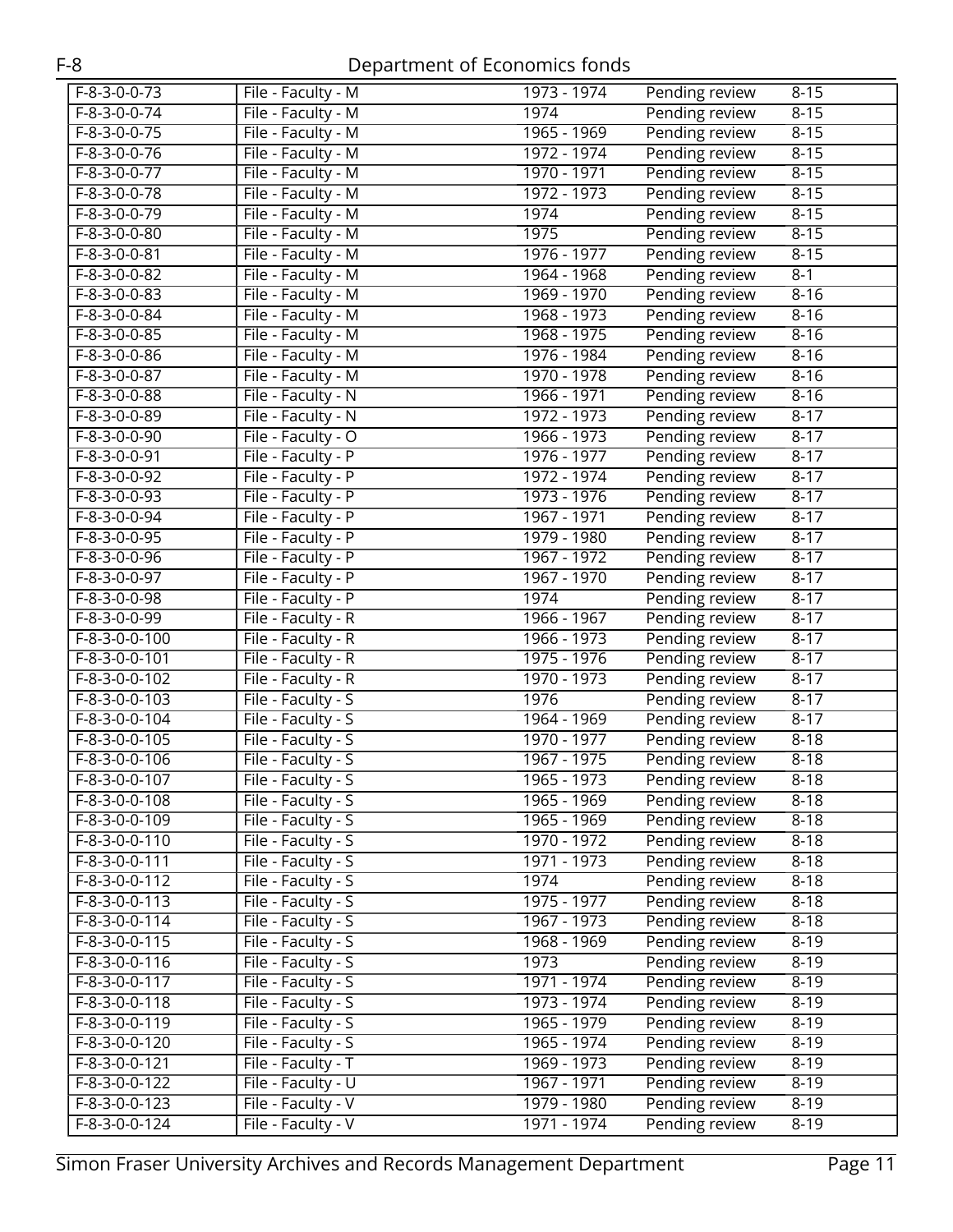| F-8-3-0-0-73 | File - Faculty - M | 1973 - 1974 | Pending review | 8-15 |
|---|---|---|---|---|
| F-8-3-0-0-74 | File - Faculty - M | 1974 | Pending review | 8-15 |
| F-8-3-0-0-75 | File - Faculty - M | 1965 - 1969 | Pending review | 8-15 |
| F-8-3-0-0-76 | File - Faculty - M | 1972 - 1974 | Pending review | 8-15 |
| F-8-3-0-0-77 | File - Faculty - M | 1970 - 1971 | Pending review | 8-15 |
| F-8-3-0-0-78 | File - Faculty - M | 1972 - 1973 | Pending review | 8-15 |
| F-8-3-0-0-79 | File - Faculty - M | 1974 | Pending review | 8-15 |
| F-8-3-0-0-80 | File - Faculty - M | 1975 | Pending review | 8-15 |
| F-8-3-0-0-81 | File - Faculty - M | 1976 - 1977 | Pending review | 8-15 |
| F-8-3-0-0-82 | File - Faculty - M | 1964 - 1968 | Pending review | 8-1 |
| F-8-3-0-0-83 | File - Faculty - M | 1969 - 1970 | Pending review | 8-16 |
| F-8-3-0-0-84 | File - Faculty - M | 1968 - 1973 | Pending review | 8-16 |
| F-8-3-0-0-85 | File - Faculty - M | 1968 - 1975 | Pending review | 8-16 |
| F-8-3-0-0-86 | File - Faculty - M | 1976 - 1984 | Pending review | 8-16 |
| F-8-3-0-0-87 | File - Faculty - M | 1970 - 1978 | Pending review | 8-16 |
| F-8-3-0-0-88 | File - Faculty - N | 1966 - 1971 | Pending review | 8-16 |
| F-8-3-0-0-89 | File - Faculty - N | 1972 - 1973 | Pending review | 8-17 |
| F-8-3-0-0-90 | File - Faculty - O | 1966 - 1973 | Pending review | 8-17 |
| F-8-3-0-0-91 | File - Faculty - P | 1976 - 1977 | Pending review | 8-17 |
| F-8-3-0-0-92 | File - Faculty - P | 1972 - 1974 | Pending review | 8-17 |
| F-8-3-0-0-93 | File - Faculty - P | 1973 - 1976 | Pending review | 8-17 |
| F-8-3-0-0-94 | File - Faculty - P | 1967 - 1971 | Pending review | 8-17 |
| F-8-3-0-0-95 | File - Faculty - P | 1979 - 1980 | Pending review | 8-17 |
| F-8-3-0-0-96 | File - Faculty - P | 1967 - 1972 | Pending review | 8-17 |
| F-8-3-0-0-97 | File - Faculty - P | 1967 - 1970 | Pending review | 8-17 |
| F-8-3-0-0-98 | File - Faculty - P | 1974 | Pending review | 8-17 |
| F-8-3-0-0-99 | File - Faculty - R | 1966 - 1967 | Pending review | 8-17 |
| F-8-3-0-0-100 | File - Faculty - R | 1966 - 1973 | Pending review | 8-17 |
| F-8-3-0-0-101 | File - Faculty - R | 1975 - 1976 | Pending review | 8-17 |
| F-8-3-0-0-102 | File - Faculty - R | 1970 - 1973 | Pending review | 8-17 |
| F-8-3-0-0-103 | File - Faculty - S | 1976 | Pending review | 8-17 |
| F-8-3-0-0-104 | File - Faculty - S | 1964 - 1969 | Pending review | 8-17 |
| F-8-3-0-0-105 | File - Faculty - S | 1970 - 1977 | Pending review | 8-18 |
| F-8-3-0-0-106 | File - Faculty - S | 1967 - 1975 | Pending review | 8-18 |
| F-8-3-0-0-107 | File - Faculty - S | 1965 - 1973 | Pending review | 8-18 |
| F-8-3-0-0-108 | File - Faculty - S | 1965 - 1969 | Pending review | 8-18 |
| F-8-3-0-0-109 | File - Faculty - S | 1965 - 1969 | Pending review | 8-18 |
| F-8-3-0-0-110 | File - Faculty - S | 1970 - 1972 | Pending review | 8-18 |
| F-8-3-0-0-111 | File - Faculty - S | 1971 - 1973 | Pending review | 8-18 |
| F-8-3-0-0-112 | File - Faculty - S | 1974 | Pending review | 8-18 |
| F-8-3-0-0-113 | File - Faculty - S | 1975 - 1977 | Pending review | 8-18 |
| F-8-3-0-0-114 | File - Faculty - S | 1967 - 1973 | Pending review | 8-18 |
| F-8-3-0-0-115 | File - Faculty - S | 1968 - 1969 | Pending review | 8-19 |
| F-8-3-0-0-116 | File - Faculty - S | 1973 | Pending review | 8-19 |
| F-8-3-0-0-117 | File - Faculty - S | 1971 - 1974 | Pending review | 8-19 |
| F-8-3-0-0-118 | File - Faculty - S | 1973 - 1974 | Pending review | 8-19 |
| F-8-3-0-0-119 | File - Faculty - S | 1965 - 1979 | Pending review | 8-19 |
| F-8-3-0-0-120 | File - Faculty - S | 1965 - 1974 | Pending review | 8-19 |
| F-8-3-0-0-121 | File - Faculty - T | 1969 - 1973 | Pending review | 8-19 |
| F-8-3-0-0-122 | File - Faculty - U | 1967 - 1971 | Pending review | 8-19 |
| F-8-3-0-0-123 | File - Faculty - V | 1979 - 1980 | Pending review | 8-19 |
| F-8-3-0-0-124 | File - Faculty - V | 1971 - 1974 | Pending review | 8-19 |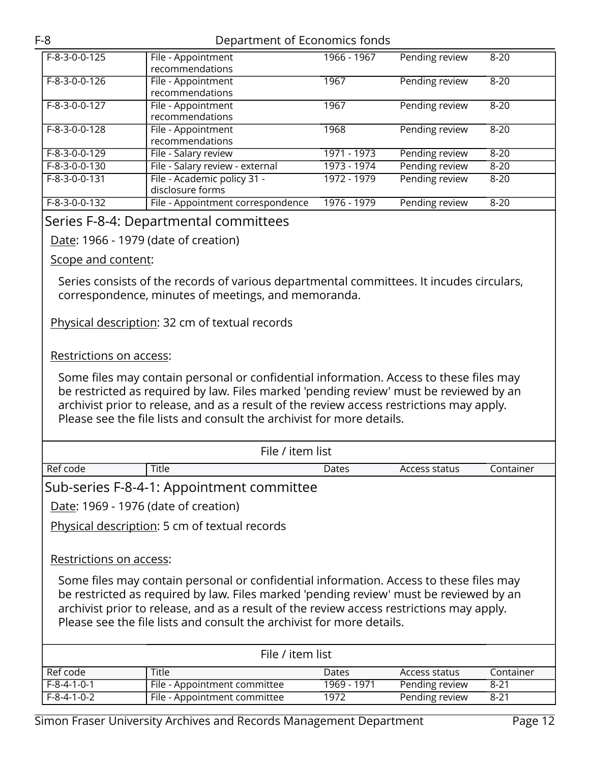| Ref code | Title | Dates | Access status | Container |
|---|---|---|---|---|
| F-8-3-0-0-125 | File - Appointment recommendations | 1966 - 1967 | Pending review | 8-20 |
| F-8-3-0-0-126 | File - Appointment recommendations | 1967 | Pending review | 8-20 |
| F-8-3-0-0-127 | File - Appointment recommendations | 1967 | Pending review | 8-20 |
| F-8-3-0-0-128 | File - Appointment recommendations | 1968 | Pending review | 8-20 |
| F-8-3-0-0-129 | File - Salary review | 1971 - 1973 | Pending review | 8-20 |
| F-8-3-0-0-130 | File - Salary review - external | 1973 - 1974 | Pending review | 8-20 |
| F-8-3-0-0-131 | File - Academic policy 31 - disclosure forms | 1972 - 1979 | Pending review | 8-20 |
| F-8-3-0-0-132 | File - Appointment correspondence | 1976 - 1979 | Pending review | 8-20 |

## Series F-8-4: Departmental committees

Date: 1966 - 1979 (date of creation)

Scope and content:

Series consists of the records of various departmental committees. It incudes circulars, correspondence, minutes of meetings, and memoranda.

Physical description: 32 cm of textual records

Restrictions on access:

Some files may contain personal or confidential information. Access to these files may be restricted as required by law. Files marked 'pending review' must be reviewed by an archivist prior to release, and as a result of the review access restrictions may apply. Please see the file lists and consult the archivist for more details.

File / item list

| Ref code | Title | Dates | Access status | Container |
|---|---|---|---|---|

### Sub-series F-8-4-1: Appointment committee

Date: 1969 - 1976 (date of creation)

Physical description: 5 cm of textual records

Restrictions on access:

Some files may contain personal or confidential information. Access to these files may be restricted as required by law. Files marked 'pending review' must be reviewed by an archivist prior to release, and as a result of the review access restrictions may apply. Please see the file lists and consult the archivist for more details.

File / item list

| Ref code | Title | Dates | Access status | Container |
|---|---|---|---|---|
| F-8-4-1-0-1 | File - Appointment committee | 1969 - 1971 | Pending review | 8-21 |
| F-8-4-1-0-2 | File - Appointment committee | 1972 | Pending review | 8-21 |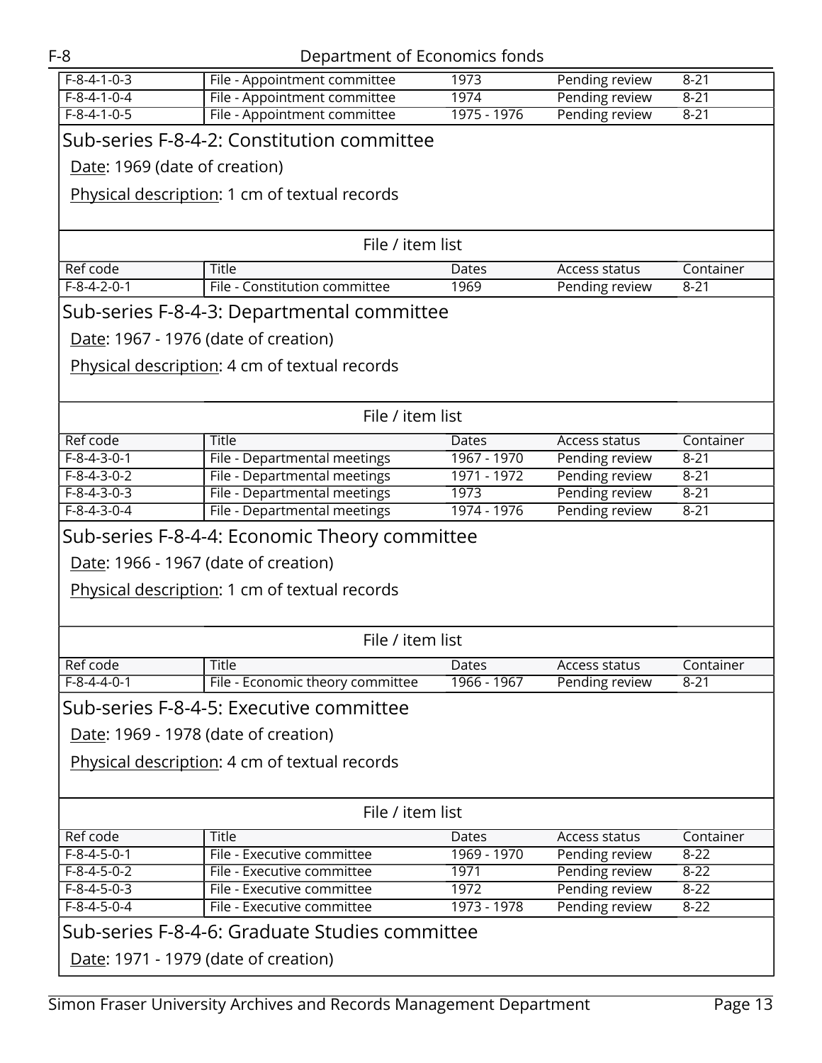| Ref code | Title | Dates | Access status | Container |
|---|---|---|---|---|
| F-8-4-1-0-3 | File - Appointment committee | 1973 | Pending review | 8-21 |
| F-8-4-1-0-4 | File - Appointment committee | 1974 | Pending review | 8-21 |
| F-8-4-1-0-5 | File - Appointment committee | 1975 - 1976 | Pending review | 8-21 |

## Sub-series F-8-4-2: Constitution committee

Date: 1969 (date of creation)

Physical description: 1 cm of textual records

File / item list

| Ref code | Title | Dates | Access status | Container |
|---|---|---|---|---|
| F-8-4-2-0-1 | File - Constitution committee | 1969 | Pending review | 8-21 |

## Sub-series F-8-4-3: Departmental committee

Date: 1967 - 1976 (date of creation)

Physical description: 4 cm of textual records

File / item list

| Ref code | Title | Dates | Access status | Container |
|---|---|---|---|---|
| F-8-4-3-0-1 | File - Departmental meetings | 1967 - 1970 | Pending review | 8-21 |
| F-8-4-3-0-2 | File - Departmental meetings | 1971 - 1972 | Pending review | 8-21 |
| F-8-4-3-0-3 | File - Departmental meetings | 1973 | Pending review | 8-21 |
| F-8-4-3-0-4 | File - Departmental meetings | 1974 - 1976 | Pending review | 8-21 |

## Sub-series F-8-4-4: Economic Theory committee

Date: 1966 - 1967 (date of creation)

Physical description: 1 cm of textual records

File / item list

| Ref code | Title | Dates | Access status | Container |
|---|---|---|---|---|
| F-8-4-4-0-1 | File - Economic theory committee | 1966 - 1967 | Pending review | 8-21 |

## Sub-series F-8-4-5: Executive committee

Date: 1969 - 1978 (date of creation)

Physical description: 4 cm of textual records

File / item list

| Ref code | Title | Dates | Access status | Container |
|---|---|---|---|---|
| F-8-4-5-0-1 | File - Executive committee | 1969 - 1970 | Pending review | 8-22 |
| F-8-4-5-0-2 | File - Executive committee | 1971 | Pending review | 8-22 |
| F-8-4-5-0-3 | File - Executive committee | 1972 | Pending review | 8-22 |
| F-8-4-5-0-4 | File - Executive committee | 1973 - 1978 | Pending review | 8-22 |

## Sub-series F-8-4-6: Graduate Studies committee

Date: 1971 - 1979 (date of creation)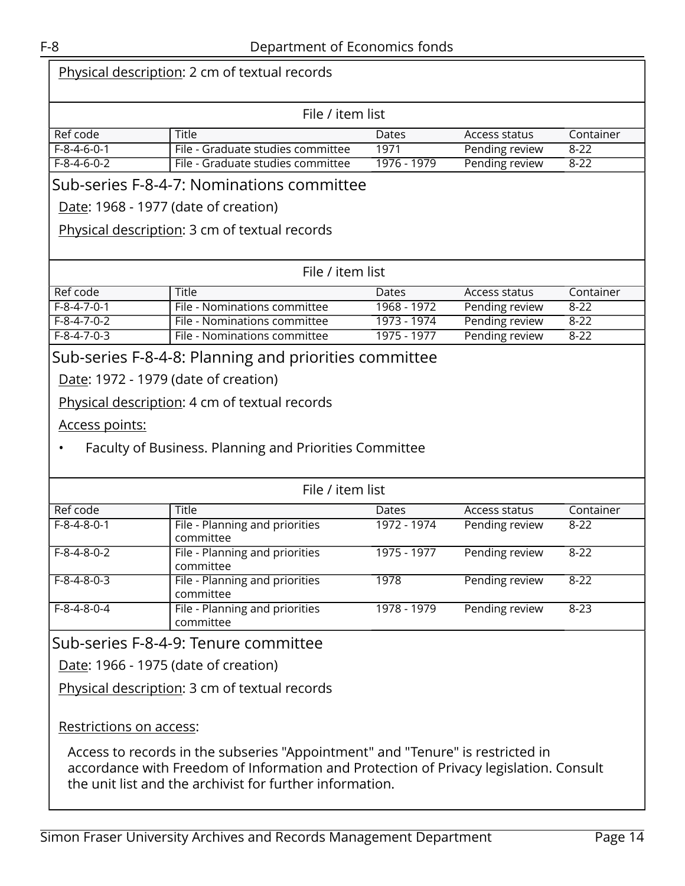Physical description: 2 cm of textual records

File / item list

| Ref code | Title | Dates | Access status | Container |
|---|---|---|---|---|
| F-8-4-6-0-1 | File - Graduate studies committee | 1971 | Pending review | 8-22 |
| F-8-4-6-0-2 | File - Graduate studies committee | 1976 - 1979 | Pending review | 8-22 |

## Sub-series F-8-4-7: Nominations committee

Date: 1968 - 1977 (date of creation)

Physical description: 3 cm of textual records

File / item list

| Ref code | Title | Dates | Access status | Container |
|---|---|---|---|---|
| F-8-4-7-0-1 | File - Nominations committee | 1968 - 1972 | Pending review | 8-22 |
| F-8-4-7-0-2 | File - Nominations committee | 1973 - 1974 | Pending review | 8-22 |
| F-8-4-7-0-3 | File - Nominations committee | 1975 - 1977 | Pending review | 8-22 |

## Sub-series F-8-4-8: Planning and priorities committee

Date: 1972 - 1979 (date of creation)

Physical description: 4 cm of textual records

Access points:

- Faculty of Business. Planning and Priorities Committee

File / item list

| Ref code | Title | Dates | Access status | Container |
|---|---|---|---|---|
| F-8-4-8-0-1 | File - Planning and priorities committee | 1972 - 1974 | Pending review | 8-22 |
| F-8-4-8-0-2 | File - Planning and priorities committee | 1975 - 1977 | Pending review | 8-22 |
| F-8-4-8-0-3 | File - Planning and priorities committee | 1978 | Pending review | 8-22 |
| F-8-4-8-0-4 | File - Planning and priorities committee | 1978 - 1979 | Pending review | 8-23 |

## Sub-series F-8-4-9: Tenure committee

Date: 1966 - 1975 (date of creation)

Physical description: 3 cm of textual records

Restrictions on access:

Access to records in the subseries "Appointment" and "Tenure" is restricted in accordance with Freedom of Information and Protection of Privacy legislation. Consult the unit list and the archivist for further information.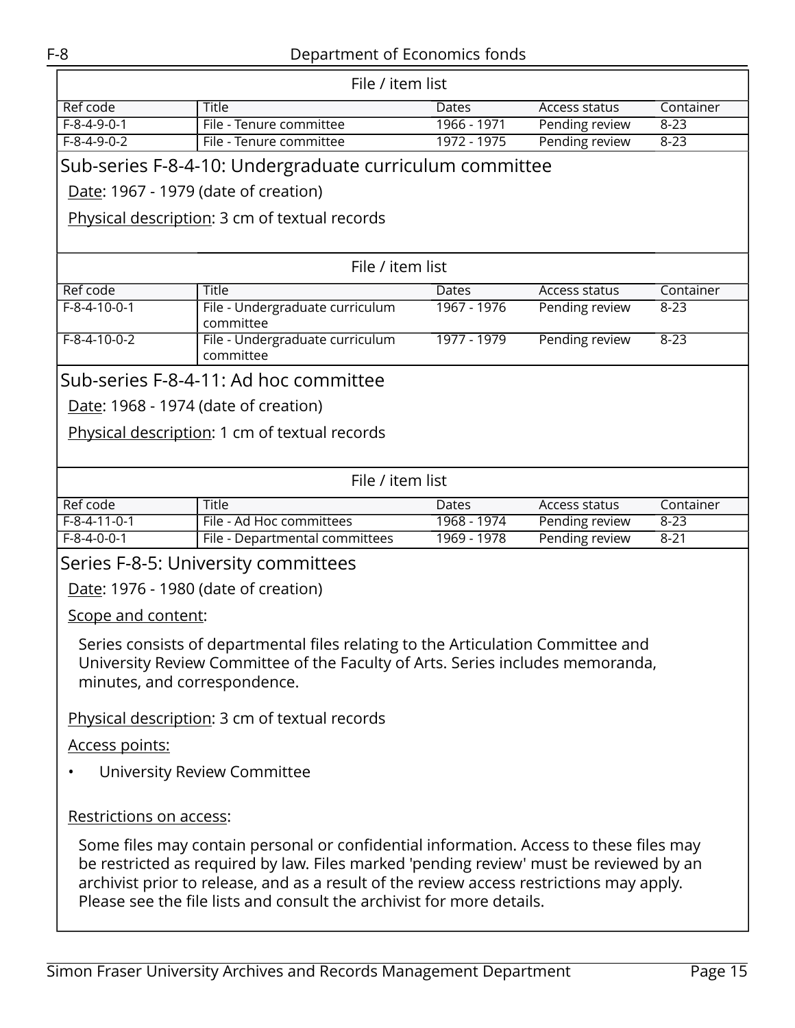File / item list

| Ref code | Title | Dates | Access status | Container |
|---|---|---|---|---|
| F-8-4-9-0-1 | File - Tenure committee | 1966 - 1971 | Pending review | 8-23 |
| F-8-4-9-0-2 | File - Tenure committee | 1972 - 1975 | Pending review | 8-23 |

## Sub-series F-8-4-10: Undergraduate curriculum committee

Date: 1967 - 1979 (date of creation)

Physical description: 3 cm of textual records

File / item list

| Ref code | Title | Dates | Access status | Container |
|---|---|---|---|---|
| F-8-4-10-0-1 | File - Undergraduate curriculum committee | 1967 - 1976 | Pending review | 8-23 |
| F-8-4-10-0-2 | File - Undergraduate curriculum committee | 1977 - 1979 | Pending review | 8-23 |

## Sub-series F-8-4-11: Ad hoc committee

Date: 1968 - 1974 (date of creation)

Physical description: 1 cm of textual records

File / item list

| Ref code | Title | Dates | Access status | Container |
|---|---|---|---|---|
| F-8-4-11-0-1 | File - Ad Hoc committees | 1968 - 1974 | Pending review | 8-23 |
| F-8-4-0-0-1 | File - Departmental committees | 1969 - 1978 | Pending review | 8-21 |

## Series F-8-5: University committees

Date: 1976 - 1980 (date of creation)

Scope and content:

Series consists of departmental files relating to the Articulation Committee and University Review Committee of the Faculty of Arts. Series includes memoranda, minutes, and correspondence.

Physical description: 3 cm of textual records

Access points:

- University Review Committee

Restrictions on access:

Some files may contain personal or confidential information. Access to these files may be restricted as required by law. Files marked 'pending review' must be reviewed by an archivist prior to release, and as a result of the review access restrictions may apply. Please see the file lists and consult the archivist for more details.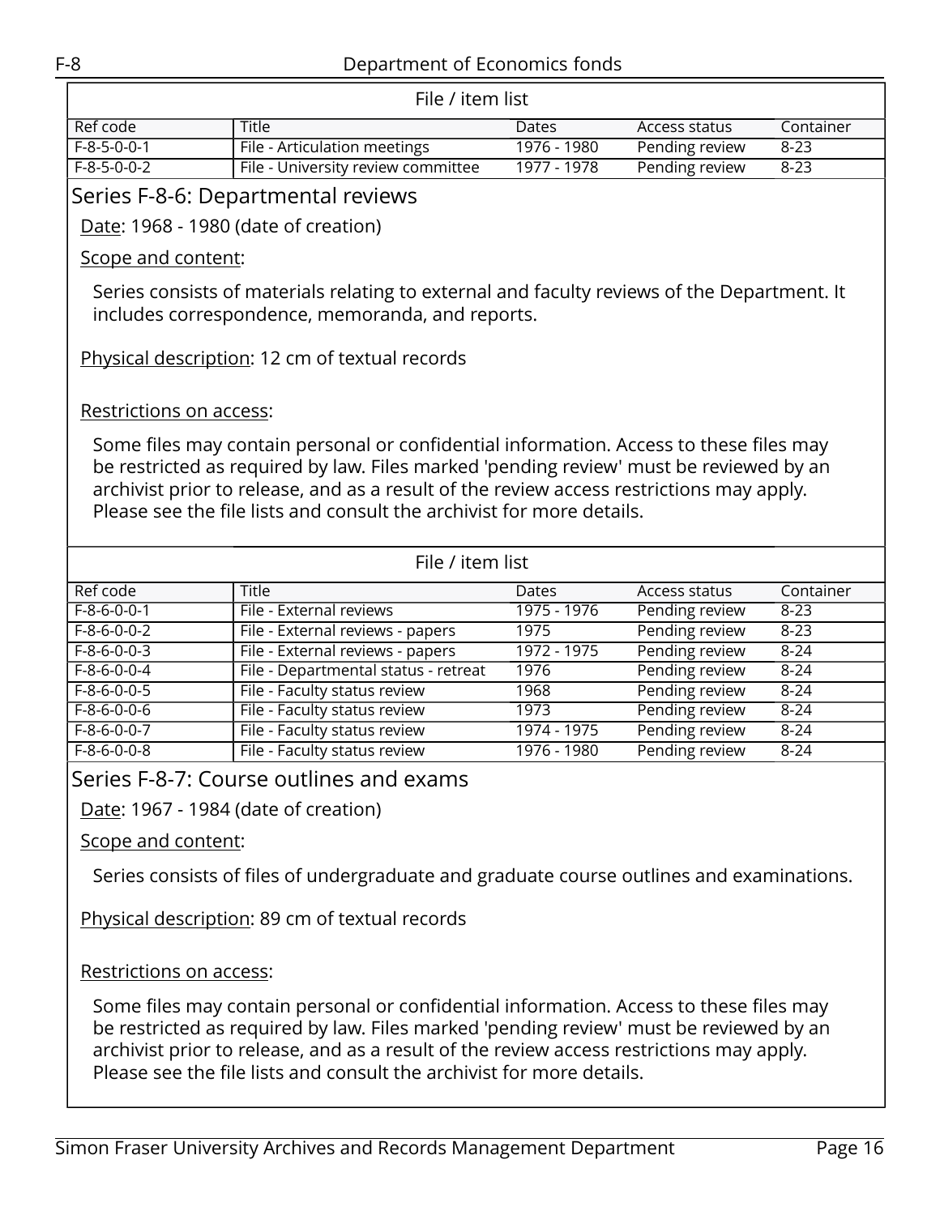File / item list

| Ref code | Title | Dates | Access status | Container |
|---|---|---|---|---|
| F-8-5-0-0-1 | File - Articulation meetings | 1976 - 1980 | Pending review | 8-23 |
| F-8-5-0-0-2 | File - University review committee | 1977 - 1978 | Pending review | 8-23 |

## Series F-8-6: Departmental reviews

Date: 1968 - 1980 (date of creation)

Scope and content:

Series consists of materials relating to external and faculty reviews of the Department. It includes correspondence, memoranda, and reports.

Physical description: 12 cm of textual records

Restrictions on access:

Some files may contain personal or confidential information. Access to these files may be restricted as required by law. Files marked 'pending review' must be reviewed by an archivist prior to release, and as a result of the review access restrictions may apply. Please see the file lists and consult the archivist for more details.

File / item list

| Ref code | Title | Dates | Access status | Container |
|---|---|---|---|---|
| F-8-6-0-0-1 | File - External reviews | 1975 - 1976 | Pending review | 8-23 |
| F-8-6-0-0-2 | File - External reviews - papers | 1975 | Pending review | 8-23 |
| F-8-6-0-0-3 | File - External reviews - papers | 1972 - 1975 | Pending review | 8-24 |
| F-8-6-0-0-4 | File - Departmental status - retreat | 1976 | Pending review | 8-24 |
| F-8-6-0-0-5 | File - Faculty status review | 1968 | Pending review | 8-24 |
| F-8-6-0-0-6 | File - Faculty status review | 1973 | Pending review | 8-24 |
| F-8-6-0-0-7 | File - Faculty status review | 1974 - 1975 | Pending review | 8-24 |
| F-8-6-0-0-8 | File - Faculty status review | 1976 - 1980 | Pending review | 8-24 |

## Series F-8-7: Course outlines and exams

Date: 1967 - 1984 (date of creation)

Scope and content:

Series consists of files of undergraduate and graduate course outlines and examinations.

Physical description: 89 cm of textual records

Restrictions on access:

Some files may contain personal or confidential information. Access to these files may be restricted as required by law. Files marked 'pending review' must be reviewed by an archivist prior to release, and as a result of the review access restrictions may apply. Please see the file lists and consult the archivist for more details.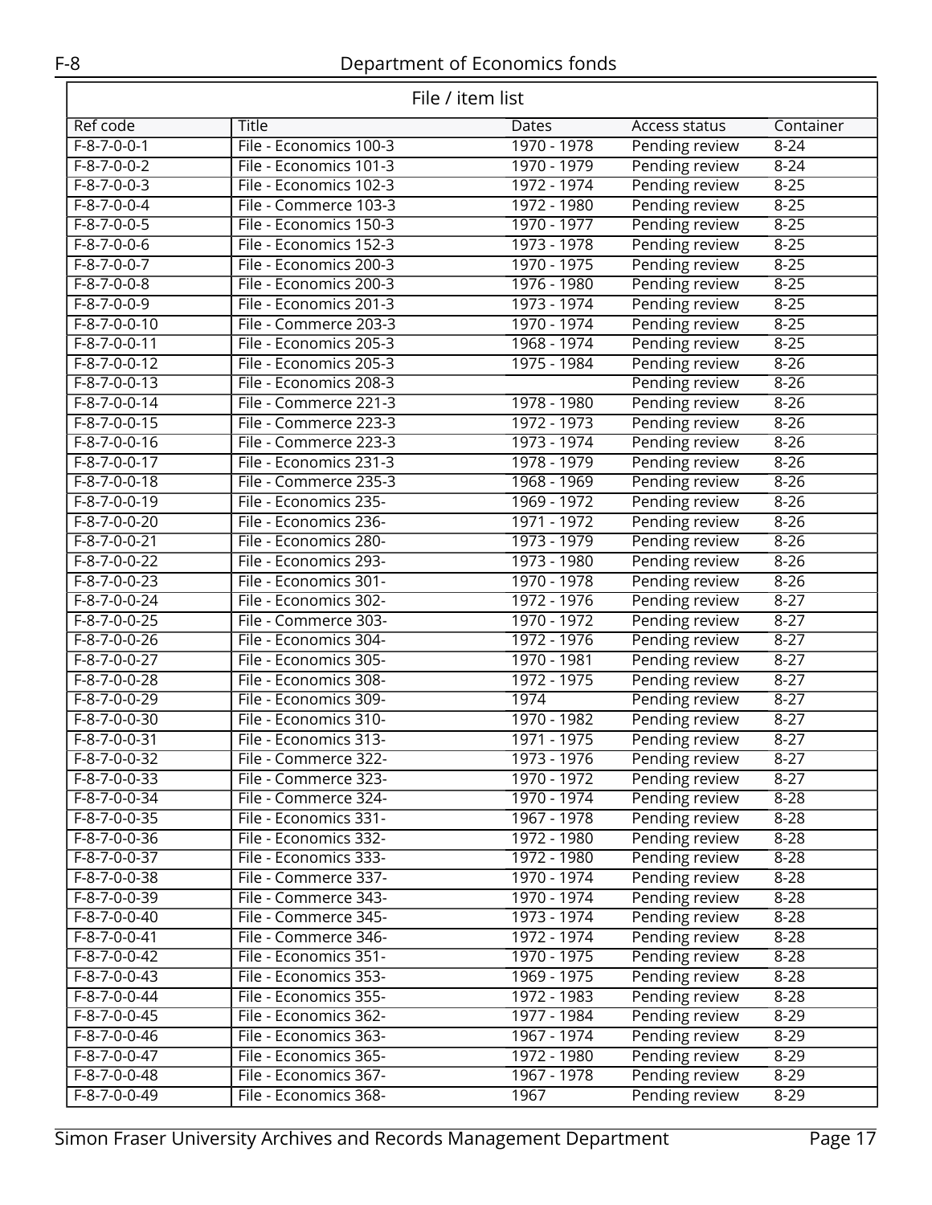| File / item list | | | | |
|---|---|---|---|---|
| Ref code | Title | Dates | Access status | Container |
| F-8-7-0-0-1 | File - Economics 100-3 | 1970 - 1978 | Pending review | 8-24 |
| F-8-7-0-0-2 | File - Economics 101-3 | 1970 - 1979 | Pending review | 8-24 |
| F-8-7-0-0-3 | File - Economics 102-3 | 1972 - 1974 | Pending review | 8-25 |
| F-8-7-0-0-4 | File - Commerce 103-3 | 1972 - 1980 | Pending review | 8-25 |
| F-8-7-0-0-5 | File - Economics 150-3 | 1970 - 1977 | Pending review | 8-25 |
| F-8-7-0-0-6 | File - Economics 152-3 | 1973 - 1978 | Pending review | 8-25 |
| F-8-7-0-0-7 | File - Economics 200-3 | 1970 - 1975 | Pending review | 8-25 |
| F-8-7-0-0-8 | File - Economics 200-3 | 1976 - 1980 | Pending review | 8-25 |
| F-8-7-0-0-9 | File - Economics 201-3 | 1973 - 1974 | Pending review | 8-25 |
| F-8-7-0-0-10 | File - Commerce 203-3 | 1970 - 1974 | Pending review | 8-25 |
| F-8-7-0-0-11 | File - Economics 205-3 | 1968 - 1974 | Pending review | 8-25 |
| F-8-7-0-0-12 | File - Economics 205-3 | 1975 - 1984 | Pending review | 8-26 |
| F-8-7-0-0-13 | File - Economics 208-3 | | Pending review | 8-26 |
| F-8-7-0-0-14 | File - Commerce 221-3 | 1978 - 1980 | Pending review | 8-26 |
| F-8-7-0-0-15 | File - Commerce 223-3 | 1972 - 1973 | Pending review | 8-26 |
| F-8-7-0-0-16 | File - Commerce 223-3 | 1973 - 1974 | Pending review | 8-26 |
| F-8-7-0-0-17 | File - Economics 231-3 | 1978 - 1979 | Pending review | 8-26 |
| F-8-7-0-0-18 | File - Commerce 235-3 | 1968 - 1969 | Pending review | 8-26 |
| F-8-7-0-0-19 | File - Economics 235- | 1969 - 1972 | Pending review | 8-26 |
| F-8-7-0-0-20 | File - Economics 236- | 1971 - 1972 | Pending review | 8-26 |
| F-8-7-0-0-21 | File - Economics 280- | 1973 - 1979 | Pending review | 8-26 |
| F-8-7-0-0-22 | File - Economics 293- | 1973 - 1980 | Pending review | 8-26 |
| F-8-7-0-0-23 | File - Economics 301- | 1970 - 1978 | Pending review | 8-26 |
| F-8-7-0-0-24 | File - Economics 302- | 1972 - 1976 | Pending review | 8-27 |
| F-8-7-0-0-25 | File - Commerce 303- | 1970 - 1972 | Pending review | 8-27 |
| F-8-7-0-0-26 | File - Economics 304- | 1972 - 1976 | Pending review | 8-27 |
| F-8-7-0-0-27 | File - Economics 305- | 1970 - 1981 | Pending review | 8-27 |
| F-8-7-0-0-28 | File - Economics 308- | 1972 - 1975 | Pending review | 8-27 |
| F-8-7-0-0-29 | File - Economics 309- | 1974 | Pending review | 8-27 |
| F-8-7-0-0-30 | File - Economics 310- | 1970 - 1982 | Pending review | 8-27 |
| F-8-7-0-0-31 | File - Economics 313- | 1971 - 1975 | Pending review | 8-27 |
| F-8-7-0-0-32 | File - Commerce 322- | 1973 - 1976 | Pending review | 8-27 |
| F-8-7-0-0-33 | File - Commerce 323- | 1970 - 1972 | Pending review | 8-27 |
| F-8-7-0-0-34 | File - Commerce 324- | 1970 - 1974 | Pending review | 8-28 |
| F-8-7-0-0-35 | File - Economics 331- | 1967 - 1978 | Pending review | 8-28 |
| F-8-7-0-0-36 | File - Economics 332- | 1972 - 1980 | Pending review | 8-28 |
| F-8-7-0-0-37 | File - Economics 333- | 1972 - 1980 | Pending review | 8-28 |
| F-8-7-0-0-38 | File - Commerce 337- | 1970 - 1974 | Pending review | 8-28 |
| F-8-7-0-0-39 | File - Commerce 343- | 1970 - 1974 | Pending review | 8-28 |
| F-8-7-0-0-40 | File - Commerce 345- | 1973 - 1974 | Pending review | 8-28 |
| F-8-7-0-0-41 | File - Commerce 346- | 1972 - 1974 | Pending review | 8-28 |
| F-8-7-0-0-42 | File - Economics 351- | 1970 - 1975 | Pending review | 8-28 |
| F-8-7-0-0-43 | File - Economics 353- | 1969 - 1975 | Pending review | 8-28 |
| F-8-7-0-0-44 | File - Economics 355- | 1972 - 1983 | Pending review | 8-28 |
| F-8-7-0-0-45 | File - Economics 362- | 1977 - 1984 | Pending review | 8-29 |
| F-8-7-0-0-46 | File - Economics 363- | 1967 - 1974 | Pending review | 8-29 |
| F-8-7-0-0-47 | File - Economics 365- | 1972 - 1980 | Pending review | 8-29 |
| F-8-7-0-0-48 | File - Economics 367- | 1967 - 1978 | Pending review | 8-29 |
| F-8-7-0-0-49 | File - Economics 368- | 1967 | Pending review | 8-29 |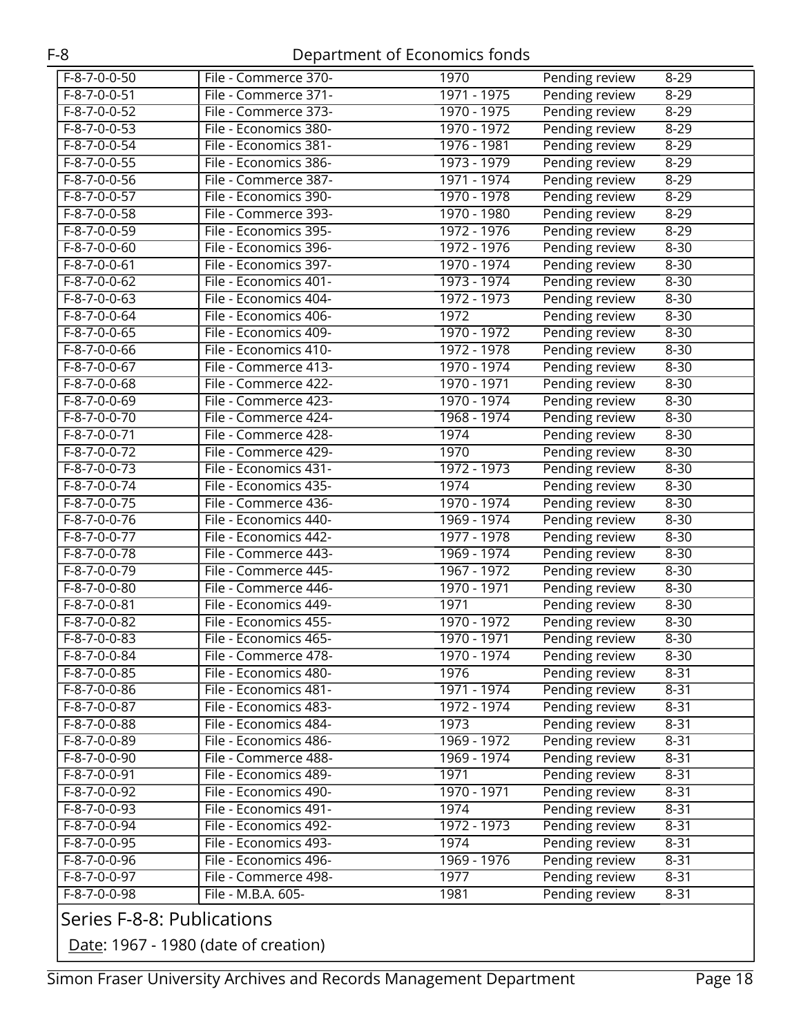| | | | | |
|---|---|---|---|---|
| F-8-7-0-0-50 | File - Commerce 370- | 1970 | Pending review | 8-29 |
| F-8-7-0-0-51 | File - Commerce 371- | 1971 - 1975 | Pending review | 8-29 |
| F-8-7-0-0-52 | File - Commerce 373- | 1970 - 1975 | Pending review | 8-29 |
| F-8-7-0-0-53 | File - Economics 380- | 1970 - 1972 | Pending review | 8-29 |
| F-8-7-0-0-54 | File - Economics 381- | 1976 - 1981 | Pending review | 8-29 |
| F-8-7-0-0-55 | File - Economics 386- | 1973 - 1979 | Pending review | 8-29 |
| F-8-7-0-0-56 | File - Commerce 387- | 1971 - 1974 | Pending review | 8-29 |
| F-8-7-0-0-57 | File - Economics 390- | 1970 - 1978 | Pending review | 8-29 |
| F-8-7-0-0-58 | File - Commerce 393- | 1970 - 1980 | Pending review | 8-29 |
| F-8-7-0-0-59 | File - Economics 395- | 1972 - 1976 | Pending review | 8-29 |
| F-8-7-0-0-60 | File - Economics 396- | 1972 - 1976 | Pending review | 8-30 |
| F-8-7-0-0-61 | File - Economics 397- | 1970 - 1974 | Pending review | 8-30 |
| F-8-7-0-0-62 | File - Economics 401- | 1973 - 1974 | Pending review | 8-30 |
| F-8-7-0-0-63 | File - Economics 404- | 1972 - 1973 | Pending review | 8-30 |
| F-8-7-0-0-64 | File - Economics 406- | 1972 | Pending review | 8-30 |
| F-8-7-0-0-65 | File - Economics 409- | 1970 - 1972 | Pending review | 8-30 |
| F-8-7-0-0-66 | File - Economics 410- | 1972 - 1978 | Pending review | 8-30 |
| F-8-7-0-0-67 | File - Commerce 413- | 1970 - 1974 | Pending review | 8-30 |
| F-8-7-0-0-68 | File - Commerce 422- | 1970 - 1971 | Pending review | 8-30 |
| F-8-7-0-0-69 | File - Commerce 423- | 1970 - 1974 | Pending review | 8-30 |
| F-8-7-0-0-70 | File - Commerce 424- | 1968 - 1974 | Pending review | 8-30 |
| F-8-7-0-0-71 | File - Commerce 428- | 1974 | Pending review | 8-30 |
| F-8-7-0-0-72 | File - Commerce 429- | 1970 | Pending review | 8-30 |
| F-8-7-0-0-73 | File - Economics 431- | 1972 - 1973 | Pending review | 8-30 |
| F-8-7-0-0-74 | File - Economics 435- | 1974 | Pending review | 8-30 |
| F-8-7-0-0-75 | File - Commerce 436- | 1970 - 1974 | Pending review | 8-30 |
| F-8-7-0-0-76 | File - Economics 440- | 1969 - 1974 | Pending review | 8-30 |
| F-8-7-0-0-77 | File - Economics 442- | 1977 - 1978 | Pending review | 8-30 |
| F-8-7-0-0-78 | File - Commerce 443- | 1969 - 1974 | Pending review | 8-30 |
| F-8-7-0-0-79 | File - Commerce 445- | 1967 - 1972 | Pending review | 8-30 |
| F-8-7-0-0-80 | File - Commerce 446- | 1970 - 1971 | Pending review | 8-30 |
| F-8-7-0-0-81 | File - Economics 449- | 1971 | Pending review | 8-30 |
| F-8-7-0-0-82 | File - Economics 455- | 1970 - 1972 | Pending review | 8-30 |
| F-8-7-0-0-83 | File - Economics 465- | 1970 - 1971 | Pending review | 8-30 |
| F-8-7-0-0-84 | File - Commerce 478- | 1970 - 1974 | Pending review | 8-30 |
| F-8-7-0-0-85 | File - Economics 480- | 1976 | Pending review | 8-31 |
| F-8-7-0-0-86 | File - Economics 481- | 1971 - 1974 | Pending review | 8-31 |
| F-8-7-0-0-87 | File - Economics 483- | 1972 - 1974 | Pending review | 8-31 |
| F-8-7-0-0-88 | File - Economics 484- | 1973 | Pending review | 8-31 |
| F-8-7-0-0-89 | File - Economics 486- | 1969 - 1972 | Pending review | 8-31 |
| F-8-7-0-0-90 | File - Commerce 488- | 1969 - 1974 | Pending review | 8-31 |
| F-8-7-0-0-91 | File - Economics 489- | 1971 | Pending review | 8-31 |
| F-8-7-0-0-92 | File - Economics 490- | 1970 - 1971 | Pending review | 8-31 |
| F-8-7-0-0-93 | File - Economics 491- | 1974 | Pending review | 8-31 |
| F-8-7-0-0-94 | File - Economics 492- | 1972 - 1973 | Pending review | 8-31 |
| F-8-7-0-0-95 | File - Economics 493- | 1974 | Pending review | 8-31 |
| F-8-7-0-0-96 | File - Economics 496- | 1969 - 1976 | Pending review | 8-31 |
| F-8-7-0-0-97 | File - Commerce 498- | 1977 | Pending review | 8-31 |
| F-8-7-0-0-98 | File - M.B.A. 605- | 1981 | Pending review | 8-31 |

## Series F-8-8: Publications

Date: 1967 - 1980 (date of creation)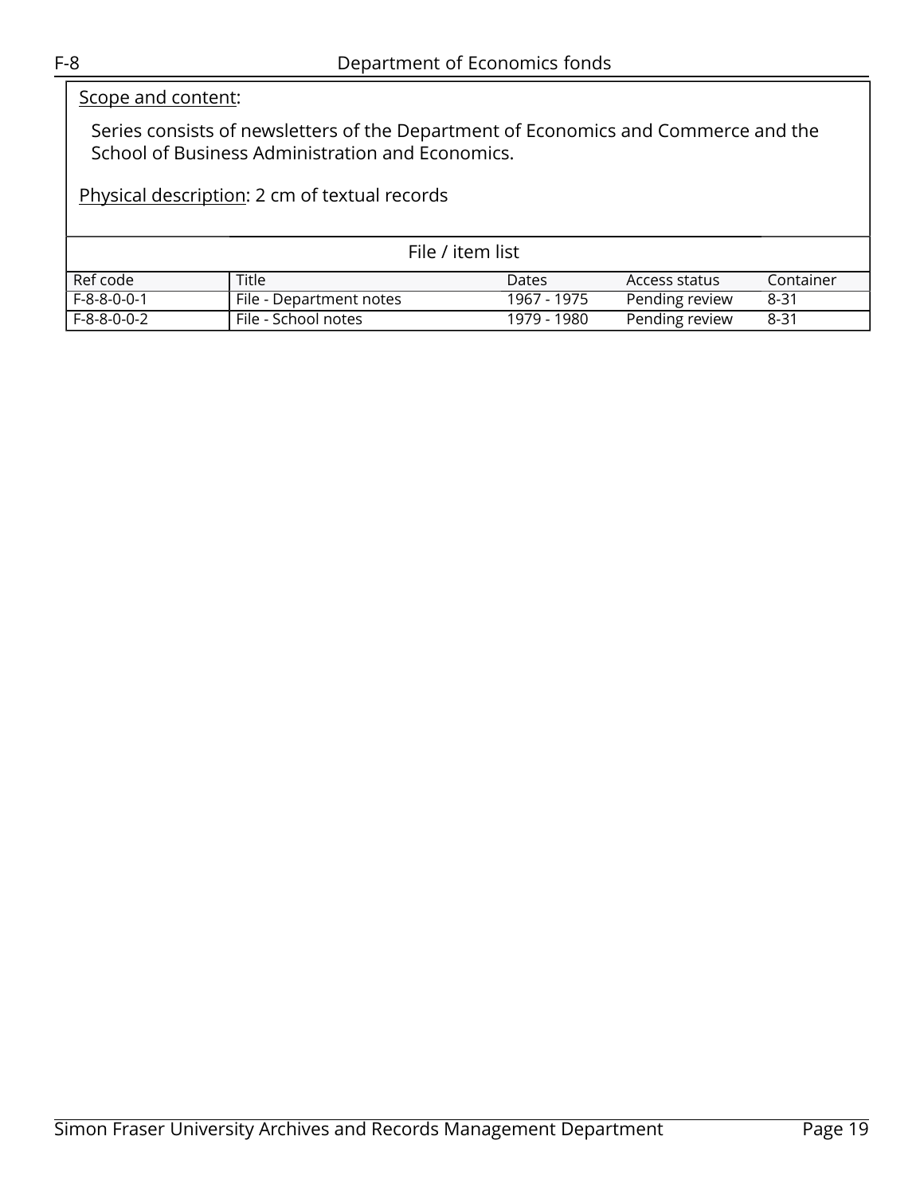Scope and content:

Series consists of newsletters of the Department of Economics and Commerce and the School of Business Administration and Economics.

Physical description: 2 cm of textual records

File / item list

| Ref code | Title | Dates | Access status | Container |
|---|---|---|---|---|
| F-8-8-0-0-1 | File - Department notes | 1967 - 1975 | Pending review | 8-31 |
| F-8-8-0-0-2 | File - School notes | 1979 - 1980 | Pending review | 8-31 |